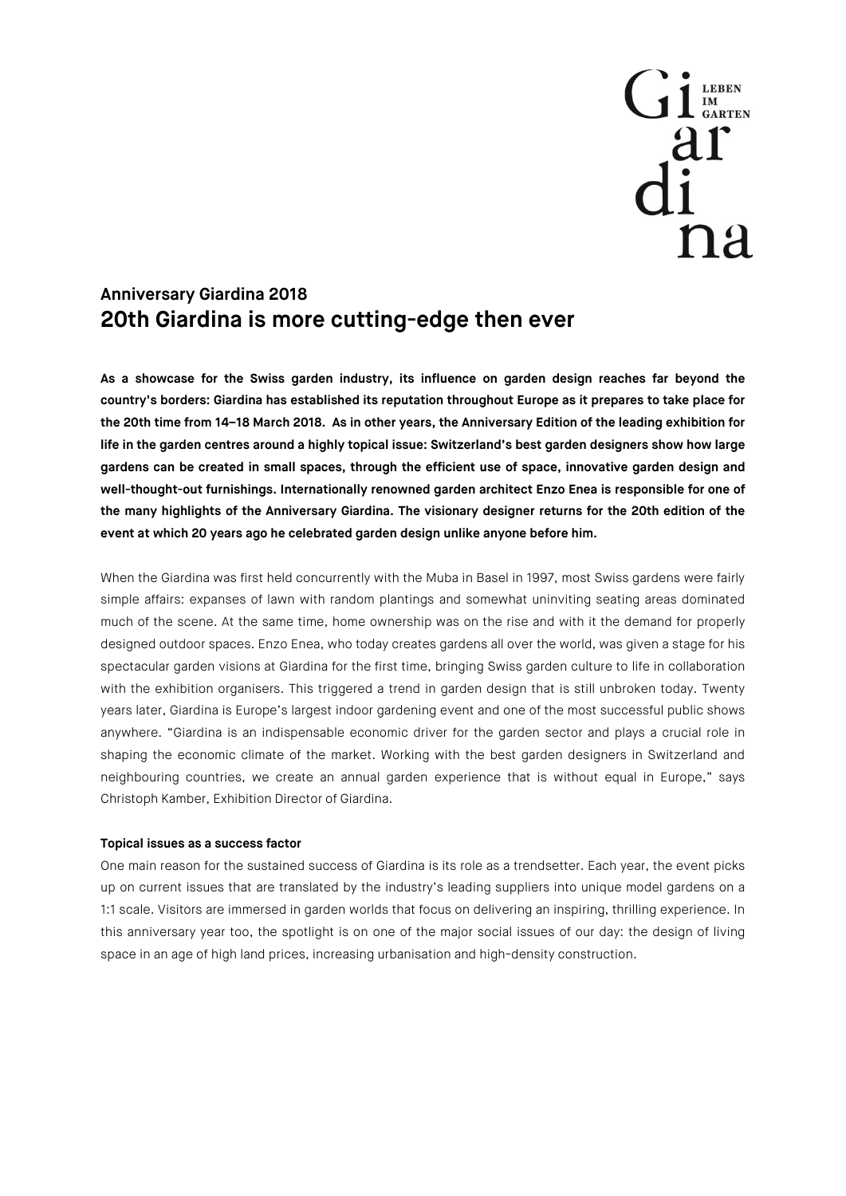## Anniversary Giardina 2018
# 20th Giardina is more cutting-edge then ever

**As a showcase for the Swiss garden industry, its influence on garden design reaches far beyond the country's borders: Giardina has established its reputation throughout Europe as it prepares to take place for the 20th time from 14–18 March 2018. As in other years, the Anniversary Edition of the leading exhibition for life in the garden centres around a highly topical issue: Switzerland's best garden designers show how large gardens can be created in small spaces, through the efficient use of space, innovative garden design and well-thought-out furnishings. Internationally renowned garden architect Enzo Enea is responsible for one of the many highlights of the Anniversary Giardina. The visionary designer returns for the 20th edition of the event at which 20 years ago he celebrated garden design unlike anyone before him.**

When the Giardina was first held concurrently with the Muba in Basel in 1997, most Swiss gardens were fairly simple affairs: expanses of lawn with random plantings and somewhat uninviting seating areas dominated much of the scene. At the same time, home ownership was on the rise and with it the demand for properly designed outdoor spaces. Enzo Enea, who today creates gardens all over the world, was given a stage for his spectacular garden visions at Giardina for the first time, bringing Swiss garden culture to life in collaboration with the exhibition organisers. This triggered a trend in garden design that is still unbroken today. Twenty years later, Giardina is Europe's largest indoor gardening event and one of the most successful public shows anywhere. "Giardina is an indispensable economic driver for the garden sector and plays a crucial role in shaping the economic climate of the market. Working with the best garden designers in Switzerland and neighbouring countries, we create an annual garden experience that is without equal in Europe," says Christoph Kamber, Exhibition Director of Giardina.

**Topical issues as a success factor**

One main reason for the sustained success of Giardina is its role as a trendsetter. Each year, the event picks up on current issues that are translated by the industry's leading suppliers into unique model gardens on a 1:1 scale. Visitors are immersed in garden worlds that focus on delivering an inspiring, thrilling experience. In this anniversary year too, the spotlight is on one of the major social issues of our day: the design of living space in an age of high land prices, increasing urbanisation and high-density construction.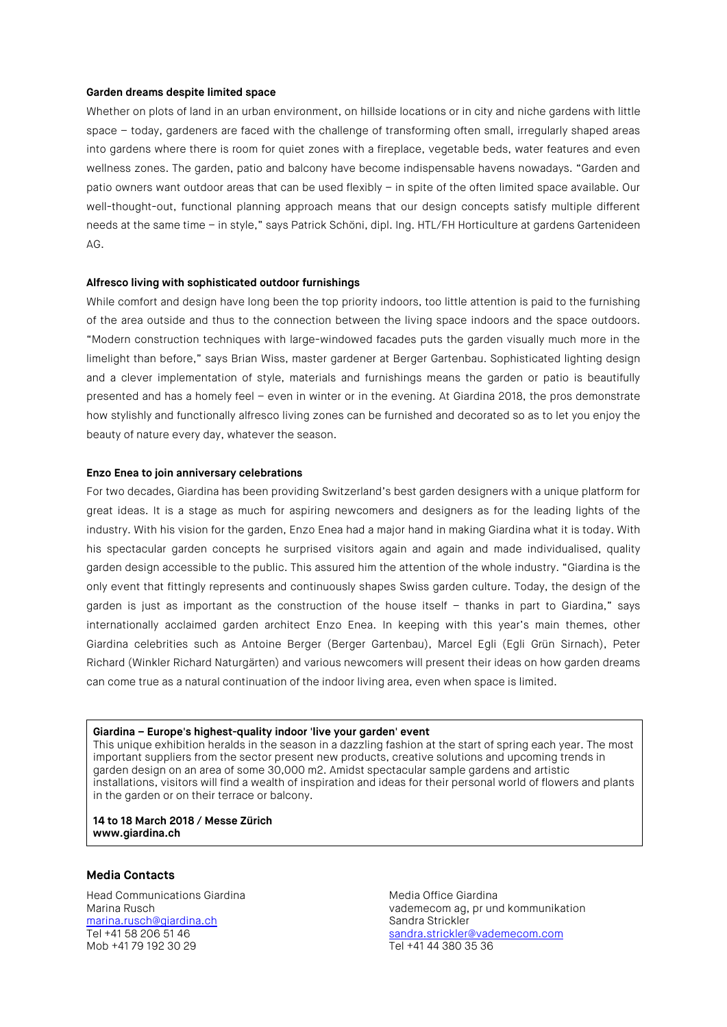**Garden dreams despite limited space**

Whether on plots of land in an urban environment, on hillside locations or in city and niche gardens with little space – today, gardeners are faced with the challenge of transforming often small, irregularly shaped areas into gardens where there is room for quiet zones with a fireplace, vegetable beds, water features and even wellness zones. The garden, patio and balcony have become indispensable havens nowadays. "Garden and patio owners want outdoor areas that can be used flexibly – in spite of the often limited space available. Our well-thought-out, functional planning approach means that our design concepts satisfy multiple different needs at the same time – in style," says Patrick Schöni, dipl. Ing. HTL/FH Horticulture at gardens Gartenideen AG.

**Alfresco living with sophisticated outdoor furnishings**

While comfort and design have long been the top priority indoors, too little attention is paid to the furnishing of the area outside and thus to the connection between the living space indoors and the space outdoors. "Modern construction techniques with large-windowed facades puts the garden visually much more in the limelight than before," says Brian Wiss, master gardener at Berger Gartenbau. Sophisticated lighting design and a clever implementation of style, materials and furnishings means the garden or patio is beautifully presented and has a homely feel – even in winter or in the evening. At Giardina 2018, the pros demonstrate how stylishly and functionally alfresco living zones can be furnished and decorated so as to let you enjoy the beauty of nature every day, whatever the season.

**Enzo Enea to join anniversary celebrations**

For two decades, Giardina has been providing Switzerland's best garden designers with a unique platform for great ideas. It is a stage as much for aspiring newcomers and designers as for the leading lights of the industry. With his vision for the garden, Enzo Enea had a major hand in making Giardina what it is today. With his spectacular garden concepts he surprised visitors again and again and made individualised, quality garden design accessible to the public. This assured him the attention of the whole industry. "Giardina is the only event that fittingly represents and continuously shapes Swiss garden culture. Today, the design of the garden is just as important as the construction of the house itself – thanks in part to Giardina," says internationally acclaimed garden architect Enzo Enea. In keeping with this year's main themes, other Giardina celebrities such as Antoine Berger (Berger Gartenbau), Marcel Egli (Egli Grün Sirnach), Peter Richard (Winkler Richard Naturgärten) and various newcomers will present their ideas on how garden dreams can come true as a natural continuation of the indoor living area, even when space is limited.

**Giardina – Europe's highest-quality indoor 'live your garden' event**
This unique exhibition heralds in the season in a dazzling fashion at the start of spring each year. The most important suppliers from the sector present new products, creative solutions and upcoming trends in garden design on an area of some 30,000 m2. Amidst spectacular sample gardens and artistic installations, visitors will find a wealth of inspiration and ideas for their personal world of flowers and plants in the garden or on their terrace or balcony.

**14 to 18 March 2018 / Messe Zürich**
**www.giardina.ch**

## Media Contacts

Head Communications Giardina
Marina Rusch
marina.rusch@giardina.ch
Tel +41 58 206 51 46
Mob +41 79 192 30 29

Media Office Giardina
vademecom ag, pr und kommunikation
Sandra Strickler
sandra.strickler@vademecom.com
Tel +41 44 380 35 36